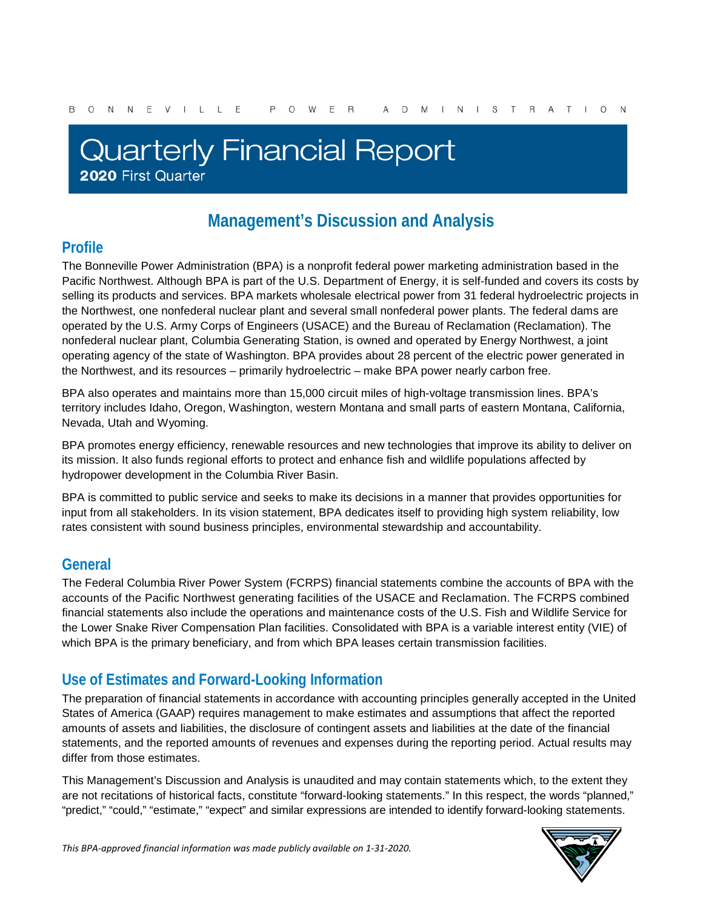B O N N E V I L L E   P O W E R   A D M I N I S T R A T I O N

# Quarterly Financial Report

**2020** First Quarter

## Management's Discussion and Analysis

### Profile

The Bonneville Power Administration (BPA) is a nonprofit federal power marketing administration based in the Pacific Northwest. Although BPA is part of the U.S. Department of Energy, it is self-funded and covers its costs by selling its products and services. BPA markets wholesale electrical power from 31 federal hydroelectric projects in the Northwest, one nonfederal nuclear plant and several small nonfederal power plants. The federal dams are operated by the U.S. Army Corps of Engineers (USACE) and the Bureau of Reclamation (Reclamation). The nonfederal nuclear plant, Columbia Generating Station, is owned and operated by Energy Northwest, a joint operating agency of the state of Washington. BPA provides about 28 percent of the electric power generated in the Northwest, and its resources – primarily hydroelectric – make BPA power nearly carbon free.

BPA also operates and maintains more than 15,000 circuit miles of high-voltage transmission lines. BPA's territory includes Idaho, Oregon, Washington, western Montana and small parts of eastern Montana, California, Nevada, Utah and Wyoming.

BPA promotes energy efficiency, renewable resources and new technologies that improve its ability to deliver on its mission. It also funds regional efforts to protect and enhance fish and wildlife populations affected by hydropower development in the Columbia River Basin.

BPA is committed to public service and seeks to make its decisions in a manner that provides opportunities for input from all stakeholders. In its vision statement, BPA dedicates itself to providing high system reliability, low rates consistent with sound business principles, environmental stewardship and accountability.

### General

The Federal Columbia River Power System (FCRPS) financial statements combine the accounts of BPA with the accounts of the Pacific Northwest generating facilities of the USACE and Reclamation. The FCRPS combined financial statements also include the operations and maintenance costs of the U.S. Fish and Wildlife Service for the Lower Snake River Compensation Plan facilities. Consolidated with BPA is a variable interest entity (VIE) of which BPA is the primary beneficiary, and from which BPA leases certain transmission facilities.

### Use of Estimates and Forward-Looking Information

The preparation of financial statements in accordance with accounting principles generally accepted in the United States of America (GAAP) requires management to make estimates and assumptions that affect the reported amounts of assets and liabilities, the disclosure of contingent assets and liabilities at the date of the financial statements, and the reported amounts of revenues and expenses during the reporting period. Actual results may differ from those estimates.

This Management's Discussion and Analysis is unaudited and may contain statements which, to the extent they are not recitations of historical facts, constitute "forward-looking statements." In this respect, the words "planned," "predict," "could," "estimate," "expect" and similar expressions are intended to identify forward-looking statements.

*This BPA-approved financial information was made publicly available on 1-31-2020.*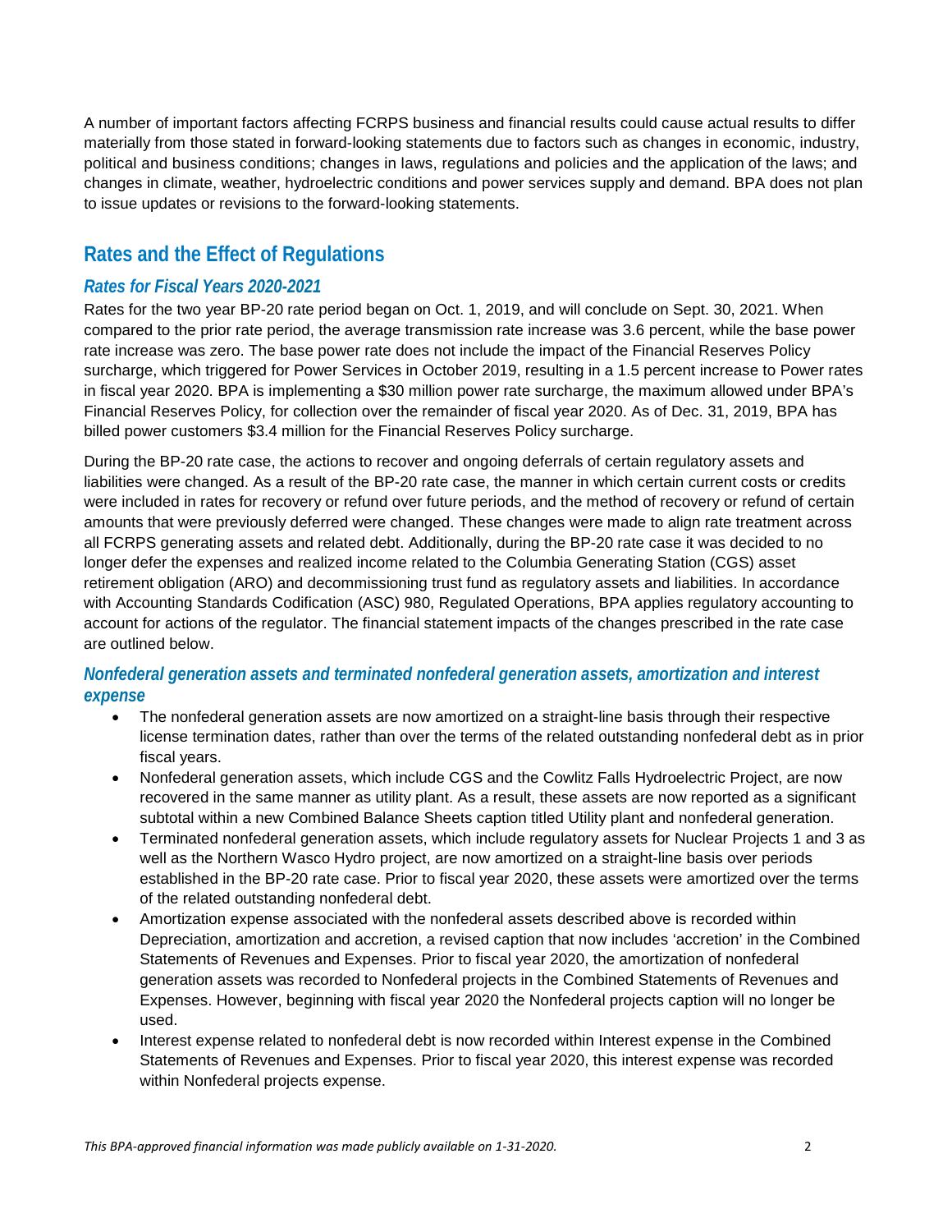A number of important factors affecting FCRPS business and financial results could cause actual results to differ materially from those stated in forward-looking statements due to factors such as changes in economic, industry, political and business conditions; changes in laws, regulations and policies and the application of the laws; and changes in climate, weather, hydroelectric conditions and power services supply and demand. BPA does not plan to issue updates or revisions to the forward-looking statements.

## Rates and the Effect of Regulations

### *Rates for Fiscal Years 2020-2021*

Rates for the two year BP-20 rate period began on Oct. 1, 2019, and will conclude on Sept. 30, 2021. When compared to the prior rate period, the average transmission rate increase was 3.6 percent, while the base power rate increase was zero. The base power rate does not include the impact of the Financial Reserves Policy surcharge, which triggered for Power Services in October 2019, resulting in a 1.5 percent increase to Power rates in fiscal year 2020. BPA is implementing a $30 million power rate surcharge, the maximum allowed under BPA's Financial Reserves Policy, for collection over the remainder of fiscal year 2020. As of Dec. 31, 2019, BPA has billed power customers $3.4 million for the Financial Reserves Policy surcharge.

During the BP-20 rate case, the actions to recover and ongoing deferrals of certain regulatory assets and liabilities were changed. As a result of the BP-20 rate case, the manner in which certain current costs or credits were included in rates for recovery or refund over future periods, and the method of recovery or refund of certain amounts that were previously deferred were changed. These changes were made to align rate treatment across all FCRPS generating assets and related debt. Additionally, during the BP-20 rate case it was decided to no longer defer the expenses and realized income related to the Columbia Generating Station (CGS) asset retirement obligation (ARO) and decommissioning trust fund as regulatory assets and liabilities. In accordance with Accounting Standards Codification (ASC) 980, Regulated Operations, BPA applies regulatory accounting to account for actions of the regulator. The financial statement impacts of the changes prescribed in the rate case are outlined below.

### *Nonfederal generation assets and terminated nonfederal generation assets, amortization and interest expense*

- The nonfederal generation assets are now amortized on a straight-line basis through their respective license termination dates, rather than over the terms of the related outstanding nonfederal debt as in prior fiscal years.
- Nonfederal generation assets, which include CGS and the Cowlitz Falls Hydroelectric Project, are now recovered in the same manner as utility plant. As a result, these assets are now reported as a significant subtotal within a new Combined Balance Sheets caption titled Utility plant and nonfederal generation.
- Terminated nonfederal generation assets, which include regulatory assets for Nuclear Projects 1 and 3 as well as the Northern Wasco Hydro project, are now amortized on a straight-line basis over periods established in the BP-20 rate case. Prior to fiscal year 2020, these assets were amortized over the terms of the related outstanding nonfederal debt.
- Amortization expense associated with the nonfederal assets described above is recorded within Depreciation, amortization and accretion, a revised caption that now includes 'accretion' in the Combined Statements of Revenues and Expenses. Prior to fiscal year 2020, the amortization of nonfederal generation assets was recorded to Nonfederal projects in the Combined Statements of Revenues and Expenses. However, beginning with fiscal year 2020 the Nonfederal projects caption will no longer be used.
- Interest expense related to nonfederal debt is now recorded within Interest expense in the Combined Statements of Revenues and Expenses. Prior to fiscal year 2020, this interest expense was recorded within Nonfederal projects expense.

*This BPA-approved financial information was made publicly available on 1-31-2020.*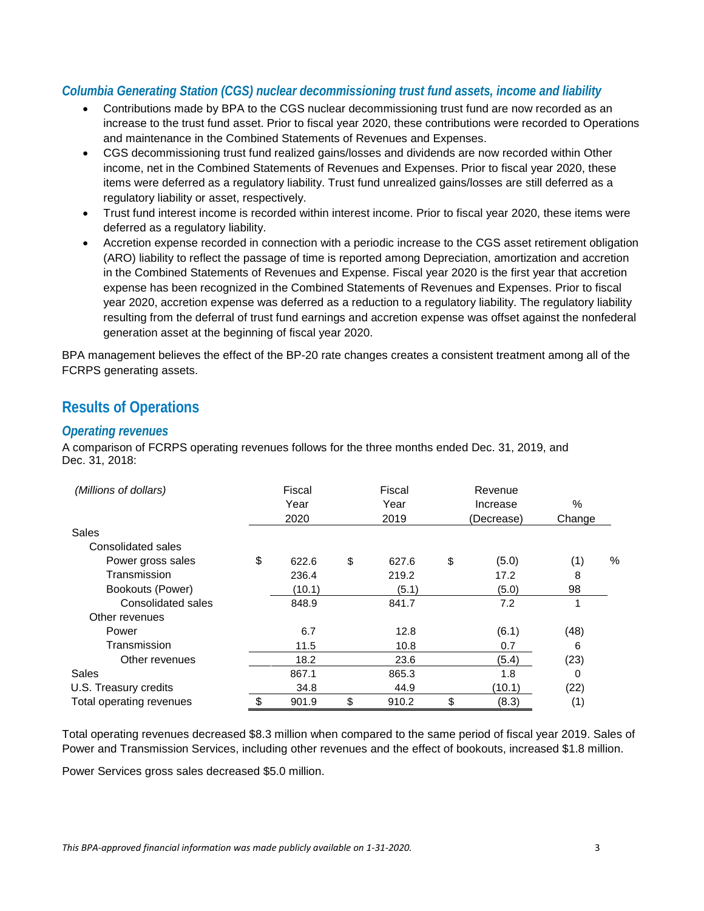### *Columbia Generating Station (CGS) nuclear decommissioning trust fund assets, income and liability*

- Contributions made by BPA to the CGS nuclear decommissioning trust fund are now recorded as an increase to the trust fund asset. Prior to fiscal year 2020, these contributions were recorded to Operations and maintenance in the Combined Statements of Revenues and Expenses.
- CGS decommissioning trust fund realized gains/losses and dividends are now recorded within Other income, net in the Combined Statements of Revenues and Expenses. Prior to fiscal year 2020, these items were deferred as a regulatory liability. Trust fund unrealized gains/losses are still deferred as a regulatory liability or asset, respectively.
- Trust fund interest income is recorded within interest income. Prior to fiscal year 2020, these items were deferred as a regulatory liability.
- Accretion expense recorded in connection with a periodic increase to the CGS asset retirement obligation (ARO) liability to reflect the passage of time is reported among Depreciation, amortization and accretion in the Combined Statements of Revenues and Expense. Fiscal year 2020 is the first year that accretion expense has been recognized in the Combined Statements of Revenues and Expenses. Prior to fiscal year 2020, accretion expense was deferred as a reduction to a regulatory liability. The regulatory liability resulting from the deferral of trust fund earnings and accretion expense was offset against the nonfederal generation asset at the beginning of fiscal year 2020.

BPA management believes the effect of the BP-20 rate changes creates a consistent treatment among all of the FCRPS generating assets.

## Results of Operations

### *Operating revenues*

A comparison of FCRPS operating revenues follows for the three months ended Dec. 31, 2019, and Dec. 31, 2018:

| *(Millions of dollars)* | Fiscal Year 2020 | Fiscal Year 2019 | Revenue Increase (Decrease) | % Change |
|---|---|---|---|---|
| Sales | | | | |
| Consolidated sales | | | | |
| Power gross sales | $ 622.6 | $ 627.6 | $ (5.0) | (1) % |
| Transmission | 236.4 | 219.2 | 17.2 | 8 |
| Bookouts (Power) | (10.1) | (5.1) | (5.0) | 98 |
| Consolidated sales | 848.9 | 841.7 | 7.2 | 1 |
| Other revenues | | | | |
| Power | 6.7 | 12.8 | (6.1) | (48) |
| Transmission | 11.5 | 10.8 | 0.7 | 6 |
| Other revenues | 18.2 | 23.6 | (5.4) | (23) |
| Sales | 867.1 | 865.3 | 1.8 | 0 |
| U.S. Treasury credits | 34.8 | 44.9 | (10.1) | (22) |
| Total operating revenues | $ 901.9 | $ 910.2 | $ (8.3) | (1) |

Total operating revenues decreased $8.3 million when compared to the same period of fiscal year 2019. Sales of Power and Transmission Services, including other revenues and the effect of bookouts, increased $1.8 million.

Power Services gross sales decreased $5.0 million.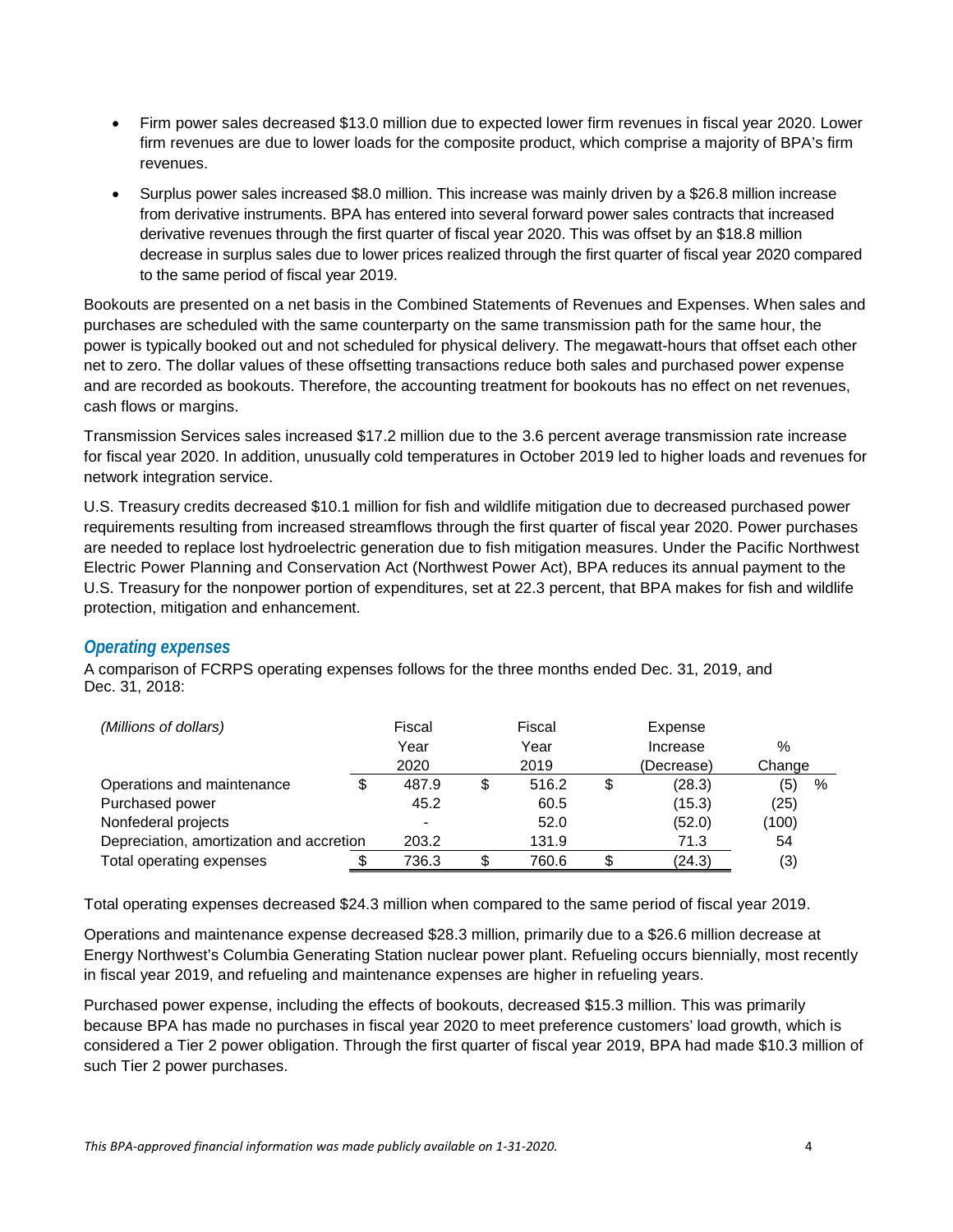- Firm power sales decreased $13.0 million due to expected lower firm revenues in fiscal year 2020. Lower firm revenues are due to lower loads for the composite product, which comprise a majority of BPA's firm revenues.
- Surplus power sales increased $8.0 million. This increase was mainly driven by a $26.8 million increase from derivative instruments. BPA has entered into several forward power sales contracts that increased derivative revenues through the first quarter of fiscal year 2020. This was offset by an $18.8 million decrease in surplus sales due to lower prices realized through the first quarter of fiscal year 2020 compared to the same period of fiscal year 2019.

Bookouts are presented on a net basis in the Combined Statements of Revenues and Expenses. When sales and purchases are scheduled with the same counterparty on the same transmission path for the same hour, the power is typically booked out and not scheduled for physical delivery. The megawatt-hours that offset each other net to zero. The dollar values of these offsetting transactions reduce both sales and purchased power expense and are recorded as bookouts. Therefore, the accounting treatment for bookouts has no effect on net revenues, cash flows or margins.

Transmission Services sales increased $17.2 million due to the 3.6 percent average transmission rate increase for fiscal year 2020. In addition, unusually cold temperatures in October 2019 led to higher loads and revenues for network integration service.

U.S. Treasury credits decreased $10.1 million for fish and wildlife mitigation due to decreased purchased power requirements resulting from increased streamflows through the first quarter of fiscal year 2020. Power purchases are needed to replace lost hydroelectric generation due to fish mitigation measures. Under the Pacific Northwest Electric Power Planning and Conservation Act (Northwest Power Act), BPA reduces its annual payment to the U.S. Treasury for the nonpower portion of expenditures, set at 22.3 percent, that BPA makes for fish and wildlife protection, mitigation and enhancement.

### *Operating expenses*

A comparison of FCRPS operating expenses follows for the three months ended Dec. 31, 2019, and Dec. 31, 2018:

| *(Millions of dollars)* | Fiscal Year 2020 | Fiscal Year 2019 | Expense Increase (Decrease) | % Change |
|---|---|---|---|---|
| Operations and maintenance | $ 487.9 | $ 516.2 | $ (28.3) | (5) % |
| Purchased power | 45.2 | 60.5 | (15.3) | (25) |
| Nonfederal projects | - | 52.0 | (52.0) | (100) |
| Depreciation, amortization and accretion | 203.2 | 131.9 | 71.3 | 54 |
| Total operating expenses | $ 736.3 | $ 760.6 | $ (24.3) | (3) |

Total operating expenses decreased $24.3 million when compared to the same period of fiscal year 2019.

Operations and maintenance expense decreased $28.3 million, primarily due to a $26.6 million decrease at Energy Northwest's Columbia Generating Station nuclear power plant. Refueling occurs biennially, most recently in fiscal year 2019, and refueling and maintenance expenses are higher in refueling years.

Purchased power expense, including the effects of bookouts, decreased $15.3 million. This was primarily because BPA has made no purchases in fiscal year 2020 to meet preference customers' load growth, which is considered a Tier 2 power obligation. Through the first quarter of fiscal year 2019, BPA had made $10.3 million of such Tier 2 power purchases.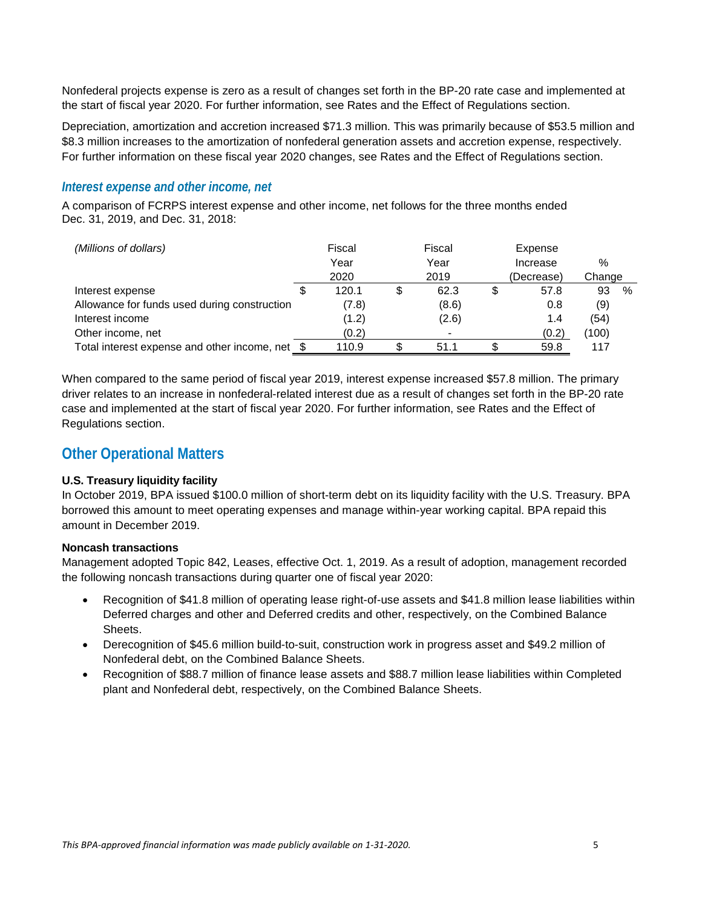Nonfederal projects expense is zero as a result of changes set forth in the BP-20 rate case and implemented at the start of fiscal year 2020. For further information, see Rates and the Effect of Regulations section.

Depreciation, amortization and accretion increased $71.3 million. This was primarily because of $53.5 million and $8.3 million increases to the amortization of nonfederal generation assets and accretion expense, respectively. For further information on these fiscal year 2020 changes, see Rates and the Effect of Regulations section.

### *Interest expense and other income, net*

A comparison of FCRPS interest expense and other income, net follows for the three months ended Dec. 31, 2019, and Dec. 31, 2018:

| *(Millions of dollars)* | Fiscal Year 2020 | Fiscal Year 2019 | Expense Increase (Decrease) | % Change |
|---|---|---|---|---|
| Interest expense | $ 120.1 | $ 62.3 | $ 57.8 | 93 % |
| Allowance for funds used during construction | (7.8) | (8.6) | 0.8 | (9) |
| Interest income | (1.2) | (2.6) | 1.4 | (54) |
| Other income, net | (0.2) | - | (0.2) | (100) |
| Total interest expense and other income, net | $ 110.9 | $ 51.1 | $ 59.8 | 117 |

When compared to the same period of fiscal year 2019, interest expense increased $57.8 million. The primary driver relates to an increase in nonfederal-related interest due as a result of changes set forth in the BP-20 rate case and implemented at the start of fiscal year 2020. For further information, see Rates and the Effect of Regulations section.

## Other Operational Matters

**U.S. Treasury liquidity facility**

In October 2019, BPA issued $100.0 million of short-term debt on its liquidity facility with the U.S. Treasury. BPA borrowed this amount to meet operating expenses and manage within-year working capital. BPA repaid this amount in December 2019.

**Noncash transactions**

Management adopted Topic 842, Leases, effective Oct. 1, 2019. As a result of adoption, management recorded the following noncash transactions during quarter one of fiscal year 2020:

- Recognition of $41.8 million of operating lease right-of-use assets and $41.8 million lease liabilities within Deferred charges and other and Deferred credits and other, respectively, on the Combined Balance Sheets.
- Derecognition of $45.6 million build-to-suit, construction work in progress asset and $49.2 million of Nonfederal debt, on the Combined Balance Sheets.
- Recognition of $88.7 million of finance lease assets and $88.7 million lease liabilities within Completed plant and Nonfederal debt, respectively, on the Combined Balance Sheets.

*This BPA-approved financial information was made publicly available on 1-31-2020.*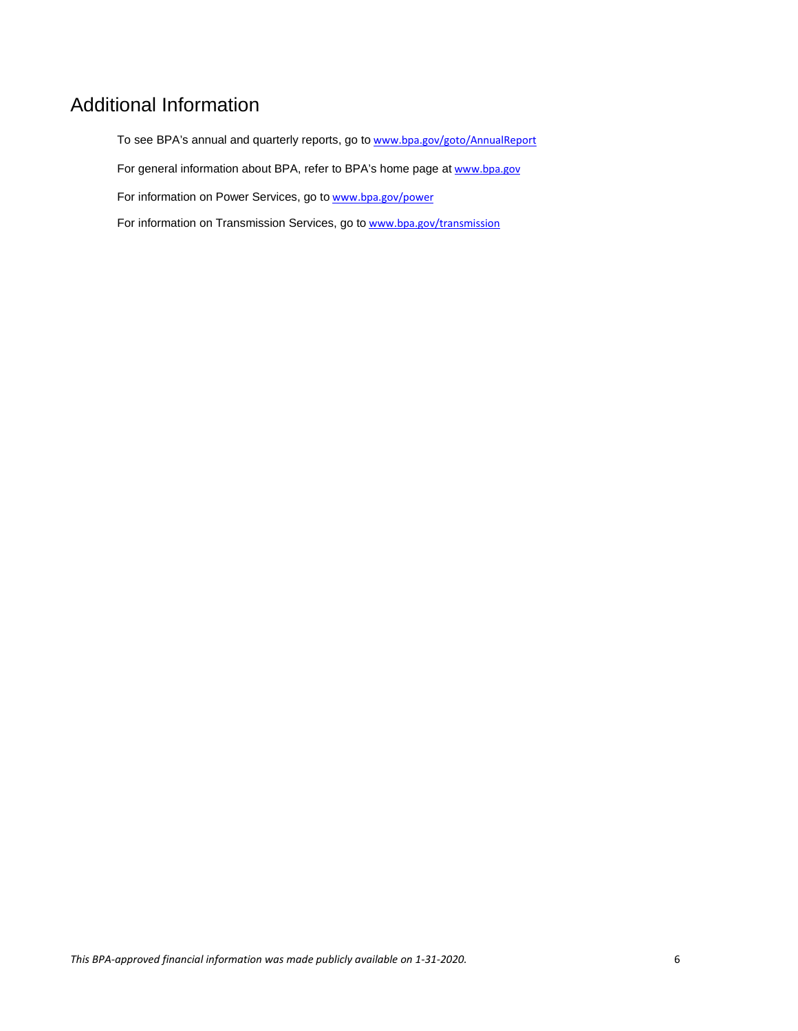## Additional Information

To see BPA's annual and quarterly reports, go to www.bpa.gov/goto/AnnualReport

For general information about BPA, refer to BPA's home page at www.bpa.gov

For information on Power Services, go to www.bpa.gov/power

For information on Transmission Services, go to www.bpa.gov/transmission

*This BPA-approved financial information was made publicly available on 1-31-2020.*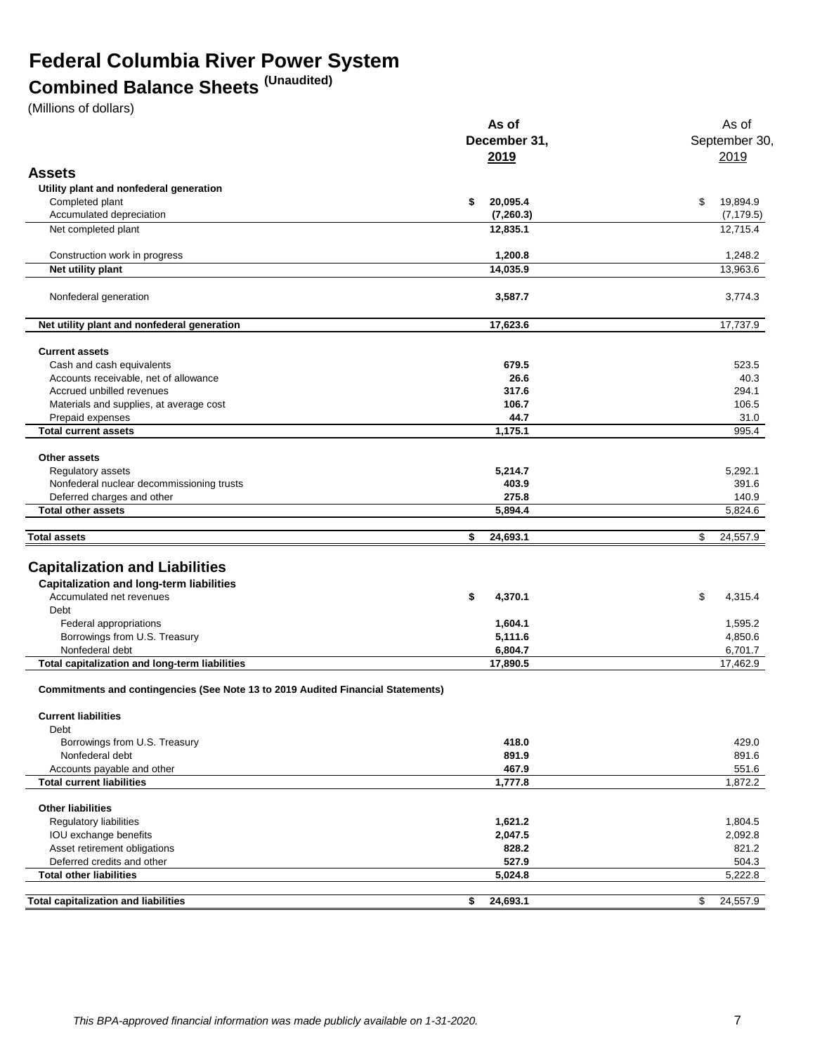# Federal Columbia River Power System

## Combined Balance Sheets (Unaudited)

(Millions of dollars)

| | As of December 31, 2019 | As of September 30, 2019 |
|---|---|---|
| **Assets** | | |
| **Utility plant and nonfederal generation** | | |
| Completed plant | **$ 20,095.4** | $ 19,894.9 |
| Accumulated depreciation | **(7,260.3)** | (7,179.5) |
| Net completed plant | **12,835.1** | 12,715.4 |
| Construction work in progress | **1,200.8** | 1,248.2 |
| **Net utility plant** | **14,035.9** | 13,963.6 |
| Nonfederal generation | **3,587.7** | 3,774.3 |
| **Net utility plant and nonfederal generation** | **17,623.6** | 17,737.9 |
| **Current assets** | | |
| Cash and cash equivalents | **679.5** | 523.5 |
| Accounts receivable, net of allowance | **26.6** | 40.3 |
| Accrued unbilled revenues | **317.6** | 294.1 |
| Materials and supplies, at average cost | **106.7** | 106.5 |
| Prepaid expenses | **44.7** | 31.0 |
| **Total current assets** | **1,175.1** | 995.4 |
| **Other assets** | | |
| Regulatory assets | **5,214.7** | 5,292.1 |
| Nonfederal nuclear decommissioning trusts | **403.9** | 391.6 |
| Deferred charges and other | **275.8** | 140.9 |
| **Total other assets** | **5,894.4** | 5,824.6 |
| **Total assets** | **$ 24,693.1** | $ 24,557.9 |
| **Capitalization and Liabilities** | | |
| **Capitalization and long-term liabilities** | | |
| Accumulated net revenues | **$ 4,370.1** | $ 4,315.4 |
| Debt | | |
| Federal appropriations | **1,604.1** | 1,595.2 |
| Borrowings from U.S. Treasury | **5,111.6** | 4,850.6 |
| Nonfederal debt | **6,804.7** | 6,701.7 |
| **Total capitalization and long-term liabilities** | **17,890.5** | 17,462.9 |
| **Commitments and contingencies (See Note 13 to 2019 Audited Financial Statements)** | | |
| **Current liabilities** | | |
| Debt | | |
| Borrowings from U.S. Treasury | **418.0** | 429.0 |
| Nonfederal debt | **891.9** | 891.6 |
| Accounts payable and other | **467.9** | 551.6 |
| **Total current liabilities** | **1,777.8** | 1,872.2 |
| **Other liabilities** | | |
| Regulatory liabilities | **1,621.2** | 1,804.5 |
| IOU exchange benefits | **2,047.5** | 2,092.8 |
| Asset retirement obligations | **828.2** | 821.2 |
| Deferred credits and other | **527.9** | 504.3 |
| **Total other liabilities** | **5,024.8** | 5,222.8 |
| **Total capitalization and liabilities** | **$ 24,693.1** | $ 24,557.9 |

*This BPA-approved financial information was made publicly available on 1-31-2020.*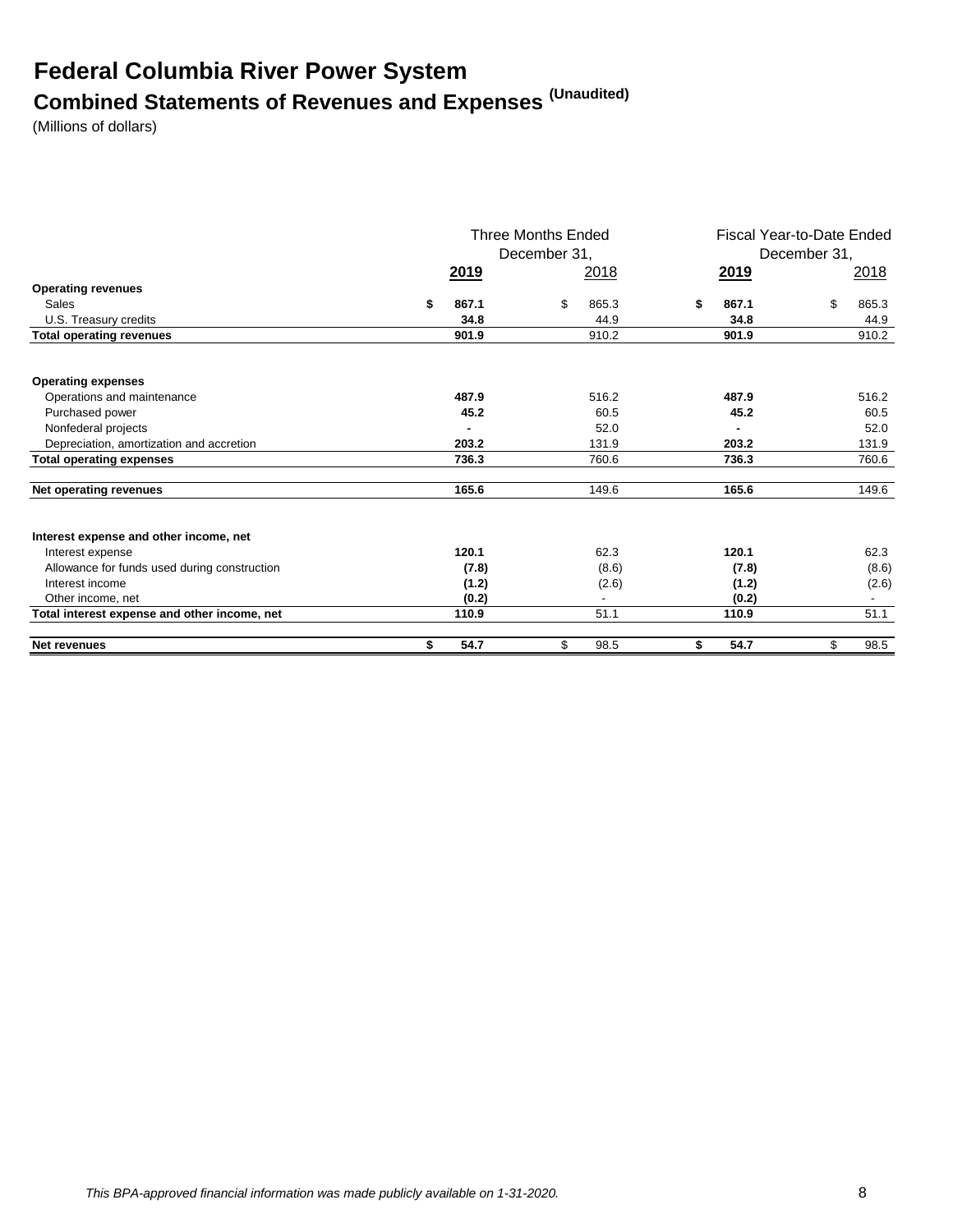# Federal Columbia River Power System

## Combined Statements of Revenues and Expenses (Unaudited)

(Millions of dollars)

| | Three Months Ended December 31, | | Fiscal Year-to-Date Ended December 31, | |
|---|---|---|---|---|
| | **2019** | 2018 | **2019** | 2018 |
| **Operating revenues** | | | | |
| Sales | **$ 867.1** | $ 865.3 | **$ 867.1** | $ 865.3 |
| U.S. Treasury credits | **34.8** | 44.9 | **34.8** | 44.9 |
| **Total operating revenues** | **901.9** | 910.2 | **901.9** | 910.2 |
| **Operating expenses** | | | | |
| Operations and maintenance | **487.9** | 516.2 | **487.9** | 516.2 |
| Purchased power | **45.2** | 60.5 | **45.2** | 60.5 |
| Nonfederal projects | **-** | 52.0 | **-** | 52.0 |
| Depreciation, amortization and accretion | **203.2** | 131.9 | **203.2** | 131.9 |
| **Total operating expenses** | **736.3** | 760.6 | **736.3** | 760.6 |
| **Net operating revenues** | **165.6** | 149.6 | **165.6** | 149.6 |
| **Interest expense and other income, net** | | | | |
| Interest expense | **120.1** | 62.3 | **120.1** | 62.3 |
| Allowance for funds used during construction | **(7.8)** | (8.6) | **(7.8)** | (8.6) |
| Interest income | **(1.2)** | (2.6) | **(1.2)** | (2.6) |
| Other income, net | **(0.2)** | - | **(0.2)** | - |
| **Total interest expense and other income, net** | **110.9** | 51.1 | **110.9** | 51.1 |
| **Net revenues** | **$ 54.7** | $ 98.5 | **$ 54.7** | $ 98.5 |

*This BPA-approved financial information was made publicly available on 1-31-2020.*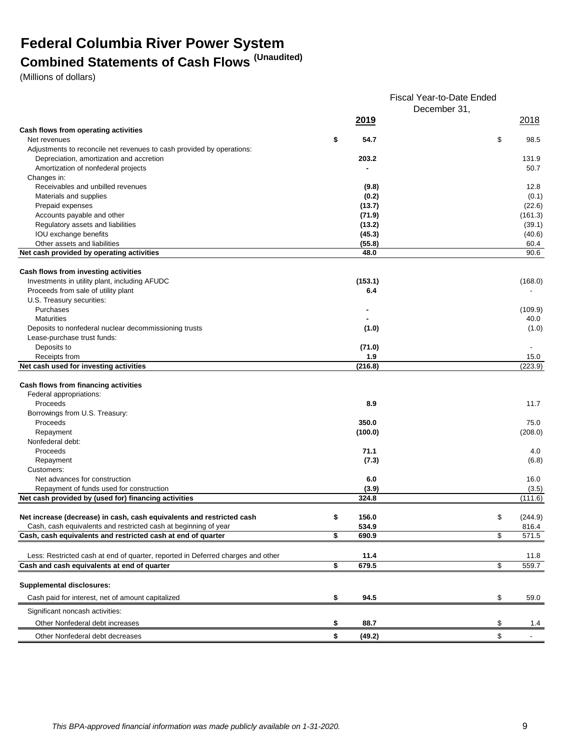# Federal Columbia River Power System

## Combined Statements of Cash Flows (Unaudited)

(Millions of dollars)

| | Fiscal Year-to-Date Ended December 31, 2019 | 2018 |
|---|---|---|
| **Cash flows from operating activities** | | |
| Net revenues | **$ 54.7** | $ 98.5 |
| Adjustments to reconcile net revenues to cash provided by operations: | | |
| Depreciation, amortization and accretion | **203.2** | 131.9 |
| Amortization of nonfederal projects | **-** | 50.7 |
| Changes in: | | |
| Receivables and unbilled revenues | **(9.8)** | 12.8 |
| Materials and supplies | **(0.2)** | (0.1) |
| Prepaid expenses | **(13.7)** | (22.6) |
| Accounts payable and other | **(71.9)** | (161.3) |
| Regulatory assets and liabilities | **(13.2)** | (39.1) |
| IOU exchange benefits | **(45.3)** | (40.6) |
| Other assets and liabilities | **(55.8)** | 60.4 |
| **Net cash provided by operating activities** | **48.0** | 90.6 |
| **Cash flows from investing activities** | | |
| Investments in utility plant, including AFUDC | **(153.1)** | (168.0) |
| Proceeds from sale of utility plant | **6.4** | - |
| U.S. Treasury securities: | | |
| Purchases | **-** | (109.9) |
| Maturities | **-** | 40.0 |
| Deposits to nonfederal nuclear decommissioning trusts | **(1.0)** | (1.0) |
| Lease-purchase trust funds: | | |
| Deposits to | **(71.0)** | - |
| Receipts from | **1.9** | 15.0 |
| **Net cash used for investing activities** | **(216.8)** | (223.9) |
| **Cash flows from financing activities** | | |
| Federal appropriations: | | |
| Proceeds | **8.9** | 11.7 |
| Borrowings from U.S. Treasury: | | |
| Proceeds | **350.0** | 75.0 |
| Repayment | **(100.0)** | (208.0) |
| Nonfederal debt: | | |
| Proceeds | **71.1** | 4.0 |
| Repayment | **(7.3)** | (6.8) |
| Customers: | | |
| Net advances for construction | **6.0** | 16.0 |
| Repayment of funds used for construction | **(3.9)** | (3.5) |
| **Net cash provided by (used for) financing activities** | **324.8** | (111.6) |
| **Net increase (decrease) in cash, cash equivalents and restricted cash** | **$ 156.0** | $ (244.9) |
| Cash, cash equivalents and restricted cash at beginning of year | **534.9** | 816.4 |
| **Cash, cash equivalents and restricted cash at end of quarter** | **$ 690.9** | $ 571.5 |
| Less: Restricted cash at end of quarter, reported in Deferred charges and other | **11.4** | 11.8 |
| **Cash and cash equivalents at end of quarter** | **$ 679.5** | $ 559.7 |
| **Supplemental disclosures:** | | |
| Cash paid for interest, net of amount capitalized | **$ 94.5** | $ 59.0 |
| Significant noncash activities: | | |
| Other Nonfederal debt increases | **$ 88.7** | $ 1.4 |
| Other Nonfederal debt decreases | **$ (49.2)** | $ - |

*This BPA-approved financial information was made publicly available on 1-31-2020.*